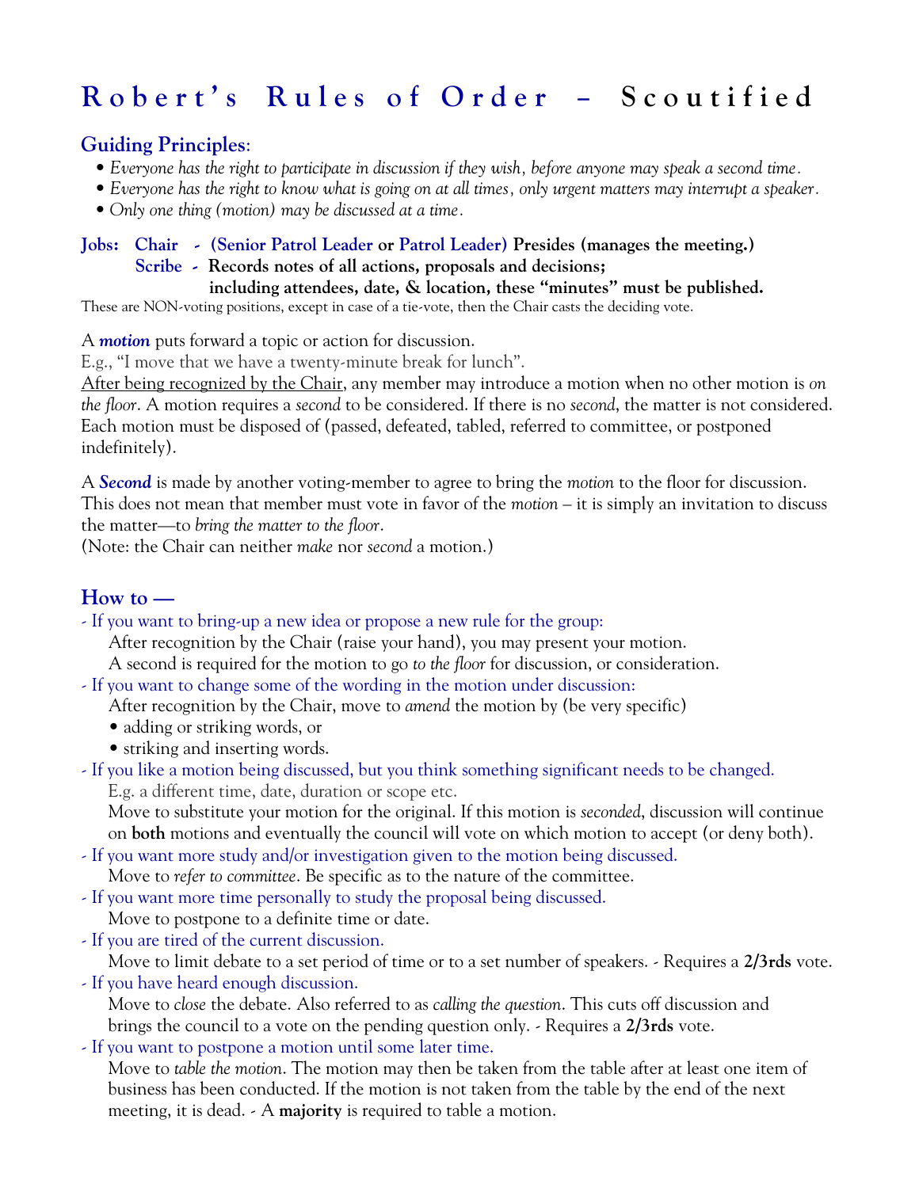# Robert's Rules of Order – Scoutified

## Guiding Principles:

- *Everyone has the right to participate in discussion if they wish, before anyone may speak a second time.*
- *Everyone has the right to know what is going on at all times, only urgent matters may interrupt a speaker.*
- *Only one thing (motion) may be discussed at a time.*

**Jobs: Chair - (Senior Patrol Leader or Patrol Leader) Presides (manages the meeting.)**
**Scribe - Records notes of all actions, proposals and decisions; including attendees, date, & location, these "minutes" must be published.**

These are NON-voting positions, except in case of a tie-vote, then the Chair casts the deciding vote.

A ***motion*** puts forward a topic or action for discussion.
E.g., "I move that we have a twenty-minute break for lunch".
After being recognized by the Chair, any member may introduce a motion when no other motion is *on the floor*. A motion requires a *second* to be considered. If there is no *second*, the matter is not considered. Each motion must be disposed of (passed, defeated, tabled, referred to committee, or postponed indefinitely).

A ***Second*** is made by another voting-member to agree to bring the *motion* to the floor for discussion. This does not mean that member must vote in favor of the *motion* – it is simply an invitation to discuss the matter—to *bring the matter to the floor*.
(Note: the Chair can neither *make* nor *second* a motion.)

## How to —

- If you want to bring-up a new idea or propose a new rule for the group:
  After recognition by the Chair (raise your hand), you may present your motion.
  A second is required for the motion to go *to the floor* for discussion, or consideration.
- If you want to change some of the wording in the motion under discussion:
  After recognition by the Chair, move to *amend* the motion by (be very specific)
  - adding or striking words, or
  - striking and inserting words.
- If you like a motion being discussed, but you think something significant needs to be changed.
  E.g. a different time, date, duration or scope etc.
  Move to substitute your motion for the original. If this motion is *seconded*, discussion will continue on **both** motions and eventually the council will vote on which motion to accept (or deny both).
- If you want more study and/or investigation given to the motion being discussed.
  Move to *refer to committee*. Be specific as to the nature of the committee.
- If you want more time personally to study the proposal being discussed.
  Move to postpone to a definite time or date.
- If you are tired of the current discussion.
  Move to limit debate to a set period of time or to a set number of speakers. - Requires a **2/3rds** vote.
- If you have heard enough discussion.
  Move to *close* the debate. Also referred to as *calling the question*. This cuts off discussion and brings the council to a vote on the pending question only. - Requires a **2/3rds** vote.
- If you want to postpone a motion until some later time.
  Move to *table the motion*. The motion may then be taken from the table after at least one item of business has been conducted. If the motion is not taken from the table by the end of the next meeting, it is dead. - A **majority** is required to table a motion.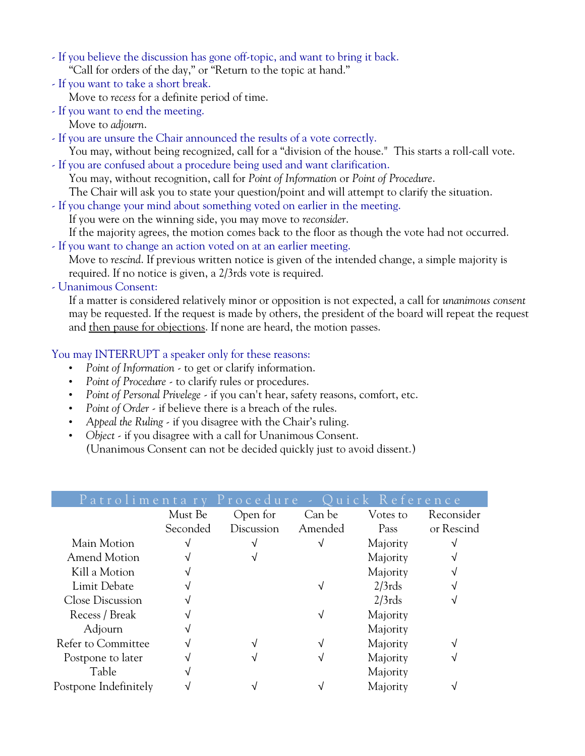- If you believe the discussion has gone off-topic, and want to bring it back.
  "Call for orders of the day," or "Return to the topic at hand."
- If you want to take a short break.
  Move to *recess* for a definite period of time.
- If you want to end the meeting.
  Move to *adjourn*.
- If you are unsure the Chair announced the results of a vote correctly.
  You may, without being recognized, call for a "division of the house." This starts a roll-call vote.
- If you are confused about a procedure being used and want clarification.
  You may, without recognition, call for *Point of Information* or *Point of Procedure*.
  The Chair will ask you to state your question/point and will attempt to clarify the situation.
- If you change your mind about something voted on earlier in the meeting.
  If you were on the winning side, you may move to *reconsider*.
  If the majority agrees, the motion comes back to the floor as though the vote had not occurred.
- If you want to change an action voted on at an earlier meeting.
  Move to *rescind*. If previous written notice is given of the intended change, a simple majority is required. If no notice is given, a 2/3rds vote is required.
- Unanimous Consent:
  If a matter is considered relatively minor or opposition is not expected, a call for *unanimous consent* may be requested. If the request is made by others, the president of the board will repeat the request and <u>then pause for objections</u>. If none are heard, the motion passes.

You may INTERRUPT a speaker only for these reasons:

- *Point of Information* - to get or clarify information.
- *Point of Procedure* - to clarify rules or procedures.
- *Point of Personal Privelege* - if you can't hear, safety reasons, comfort, etc.
- *Point of Order* - if believe there is a breach of the rules.
- *Appeal the Ruling* - if you disagree with the Chair's ruling.
- *Object* - if you disagree with a call for Unanimous Consent.
  (Unanimous Consent can not be decided quickly just to avoid dissent.)

## Patrolimentary Procedure - Quick Reference

| | Must Be Seconded | Open for Discussion | Can be Amended | Votes to Pass | Reconsider or Rescind |
|---|---|---|---|---|---|
| Main Motion | √ | √ | √ | Majority | √ |
| Amend Motion | √ | √ | | Majority | √ |
| Kill a Motion | √ | | | Majority | √ |
| Limit Debate | √ | | √ | 2/3rds | √ |
| Close Discussion | √ | | | 2/3rds | √ |
| Recess / Break | √ | | √ | Majority | |
| Adjourn | √ | | | Majority | |
| Refer to Committee | √ | √ | √ | Majority | √ |
| Postpone to later | √ | √ | √ | Majority | √ |
| Table | √ | | | Majority | |
| Postpone Indefinitely | √ | √ | √ | Majority | √ |